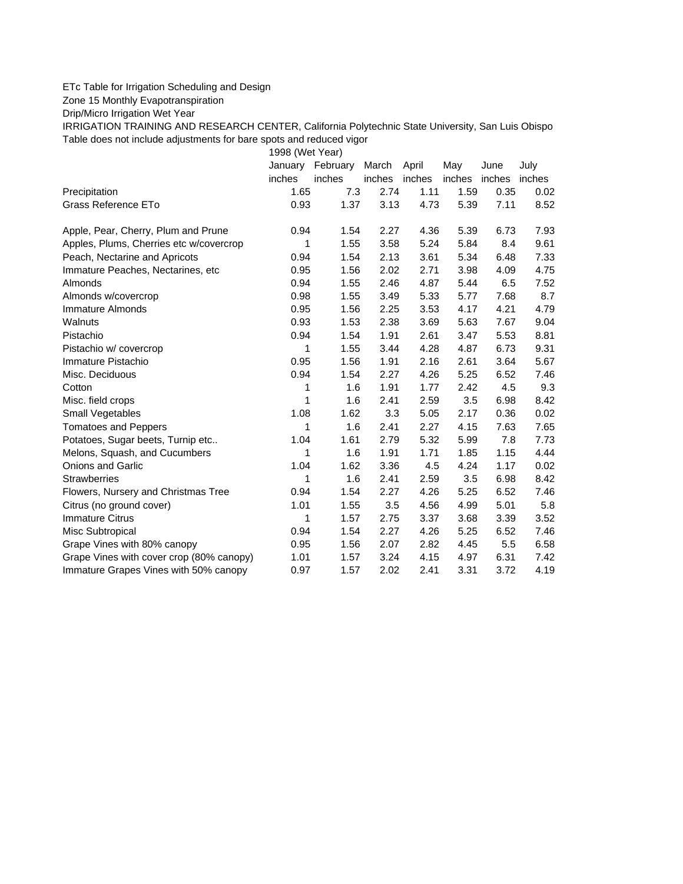ETc Table for Irrigation Scheduling and Design

Zone 15 Monthly Evapotranspiration

Drip/Micro Irrigation Wet Year

IRRIGATION TRAINING AND RESEARCH CENTER, California Polytechnic State University, San Luis Obispo

Table does not include adjustments for bare spots and reduced vigor

| | 1998 (Wet Year) | | | | | | |
|---|---|---|---|---|---|---|---|
| | January | February | March | April | May | June | July |
| | inches | inches | inches | inches | inches | inches | inches |
| Precipitation | 1.65 | 7.3 | 2.74 | 1.11 | 1.59 | 0.35 | 0.02 |
| Grass Reference ETo | 0.93 | 1.37 | 3.13 | 4.73 | 5.39 | 7.11 | 8.52 |
| | | | | | | | |
| Apple, Pear, Cherry, Plum and Prune | 0.94 | 1.54 | 2.27 | 4.36 | 5.39 | 6.73 | 7.93 |
| Apples, Plums, Cherries etc w/covercrop | 1 | 1.55 | 3.58 | 5.24 | 5.84 | 8.4 | 9.61 |
| Peach, Nectarine and Apricots | 0.94 | 1.54 | 2.13 | 3.61 | 5.34 | 6.48 | 7.33 |
| Immature Peaches, Nectarines, etc | 0.95 | 1.56 | 2.02 | 2.71 | 3.98 | 4.09 | 4.75 |
| Almonds | 0.94 | 1.55 | 2.46 | 4.87 | 5.44 | 6.5 | 7.52 |
| Almonds w/covercrop | 0.98 | 1.55 | 3.49 | 5.33 | 5.77 | 7.68 | 8.7 |
| Immature Almonds | 0.95 | 1.56 | 2.25 | 3.53 | 4.17 | 4.21 | 4.79 |
| Walnuts | 0.93 | 1.53 | 2.38 | 3.69 | 5.63 | 7.67 | 9.04 |
| Pistachio | 0.94 | 1.54 | 1.91 | 2.61 | 3.47 | 5.53 | 8.81 |
| Pistachio w/ covercrop | 1 | 1.55 | 3.44 | 4.28 | 4.87 | 6.73 | 9.31 |
| Immature Pistachio | 0.95 | 1.56 | 1.91 | 2.16 | 2.61 | 3.64 | 5.67 |
| Misc. Deciduous | 0.94 | 1.54 | 2.27 | 4.26 | 5.25 | 6.52 | 7.46 |
| Cotton | 1 | 1.6 | 1.91 | 1.77 | 2.42 | 4.5 | 9.3 |
| Misc. field crops | 1 | 1.6 | 2.41 | 2.59 | 3.5 | 6.98 | 8.42 |
| Small Vegetables | 1.08 | 1.62 | 3.3 | 5.05 | 2.17 | 0.36 | 0.02 |
| Tomatoes and Peppers | 1 | 1.6 | 2.41 | 2.27 | 4.15 | 7.63 | 7.65 |
| Potatoes, Sugar beets, Turnip etc.. | 1.04 | 1.61 | 2.79 | 5.32 | 5.99 | 7.8 | 7.73 |
| Melons, Squash, and Cucumbers | 1 | 1.6 | 1.91 | 1.71 | 1.85 | 1.15 | 4.44 |
| Onions and Garlic | 1.04 | 1.62 | 3.36 | 4.5 | 4.24 | 1.17 | 0.02 |
| Strawberries | 1 | 1.6 | 2.41 | 2.59 | 3.5 | 6.98 | 8.42 |
| Flowers, Nursery and Christmas Tree | 0.94 | 1.54 | 2.27 | 4.26 | 5.25 | 6.52 | 7.46 |
| Citrus (no ground cover) | 1.01 | 1.55 | 3.5 | 4.56 | 4.99 | 5.01 | 5.8 |
| Immature Citrus | 1 | 1.57 | 2.75 | 3.37 | 3.68 | 3.39 | 3.52 |
| Misc Subtropical | 0.94 | 1.54 | 2.27 | 4.26 | 5.25 | 6.52 | 7.46 |
| Grape Vines with 80% canopy | 0.95 | 1.56 | 2.07 | 2.82 | 4.45 | 5.5 | 6.58 |
| Grape Vines with cover crop (80% canopy) | 1.01 | 1.57 | 3.24 | 4.15 | 4.97 | 6.31 | 7.42 |
| Immature Grapes Vines with 50% canopy | 0.97 | 1.57 | 2.02 | 2.41 | 3.31 | 3.72 | 4.19 |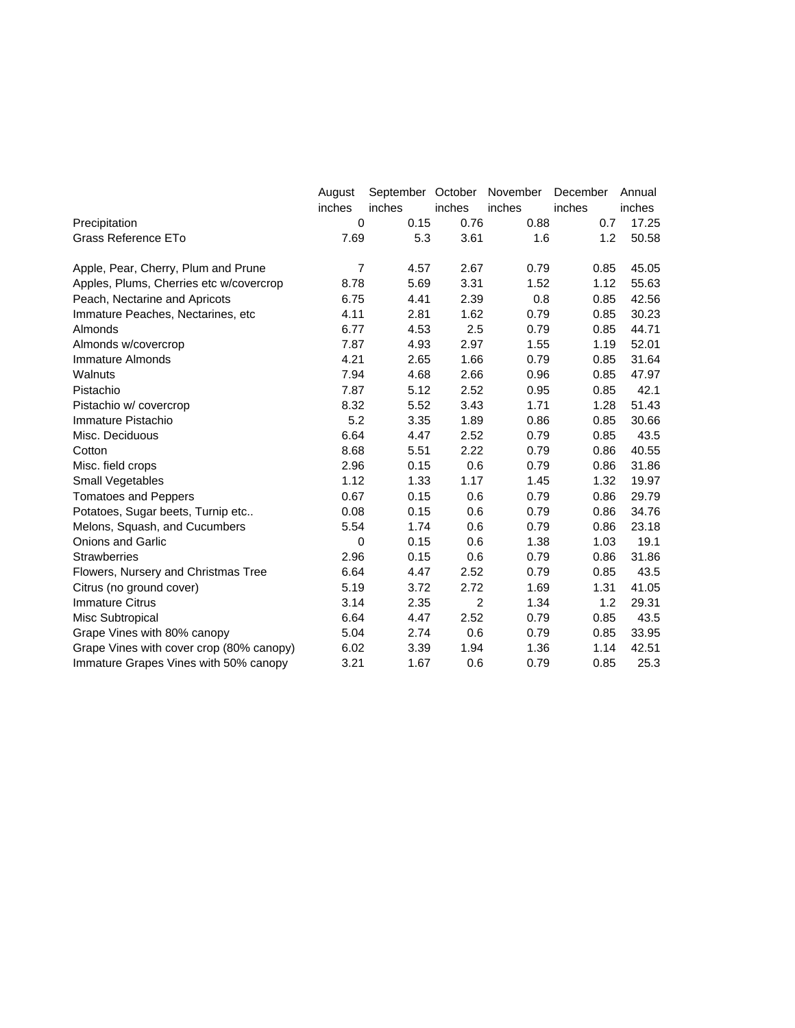| | August inches | September inches | October inches | November inches | December inches | Annual inches |
|---|---|---|---|---|---|---|
| Precipitation | 0 | 0.15 | 0.76 | 0.88 | 0.7 | 17.25 |
| Grass Reference ETo | 7.69 | 5.3 | 3.61 | 1.6 | 1.2 | 50.58 |
| | | | | | | |
| Apple, Pear, Cherry, Plum and Prune | 7 | 4.57 | 2.67 | 0.79 | 0.85 | 45.05 |
| Apples, Plums, Cherries etc w/covercrop | 8.78 | 5.69 | 3.31 | 1.52 | 1.12 | 55.63 |
| Peach, Nectarine and Apricots | 6.75 | 4.41 | 2.39 | 0.8 | 0.85 | 42.56 |
| Immature Peaches, Nectarines, etc | 4.11 | 2.81 | 1.62 | 0.79 | 0.85 | 30.23 |
| Almonds | 6.77 | 4.53 | 2.5 | 0.79 | 0.85 | 44.71 |
| Almonds w/covercrop | 7.87 | 4.93 | 2.97 | 1.55 | 1.19 | 52.01 |
| Immature Almonds | 4.21 | 2.65 | 1.66 | 0.79 | 0.85 | 31.64 |
| Walnuts | 7.94 | 4.68 | 2.66 | 0.96 | 0.85 | 47.97 |
| Pistachio | 7.87 | 5.12 | 2.52 | 0.95 | 0.85 | 42.1 |
| Pistachio w/ covercrop | 8.32 | 5.52 | 3.43 | 1.71 | 1.28 | 51.43 |
| Immature Pistachio | 5.2 | 3.35 | 1.89 | 0.86 | 0.85 | 30.66 |
| Misc. Deciduous | 6.64 | 4.47 | 2.52 | 0.79 | 0.85 | 43.5 |
| Cotton | 8.68 | 5.51 | 2.22 | 0.79 | 0.86 | 40.55 |
| Misc. field crops | 2.96 | 0.15 | 0.6 | 0.79 | 0.86 | 31.86 |
| Small Vegetables | 1.12 | 1.33 | 1.17 | 1.45 | 1.32 | 19.97 |
| Tomatoes and Peppers | 0.67 | 0.15 | 0.6 | 0.79 | 0.86 | 29.79 |
| Potatoes, Sugar beets, Turnip etc.. | 0.08 | 0.15 | 0.6 | 0.79 | 0.86 | 34.76 |
| Melons, Squash, and Cucumbers | 5.54 | 1.74 | 0.6 | 0.79 | 0.86 | 23.18 |
| Onions and Garlic | 0 | 0.15 | 0.6 | 1.38 | 1.03 | 19.1 |
| Strawberries | 2.96 | 0.15 | 0.6 | 0.79 | 0.86 | 31.86 |
| Flowers, Nursery and Christmas Tree | 6.64 | 4.47 | 2.52 | 0.79 | 0.85 | 43.5 |
| Citrus (no ground cover) | 5.19 | 3.72 | 2.72 | 1.69 | 1.31 | 41.05 |
| Immature Citrus | 3.14 | 2.35 | 2 | 1.34 | 1.2 | 29.31 |
| Misc Subtropical | 6.64 | 4.47 | 2.52 | 0.79 | 0.85 | 43.5 |
| Grape Vines with 80% canopy | 5.04 | 2.74 | 0.6 | 0.79 | 0.85 | 33.95 |
| Grape Vines with cover crop (80% canopy) | 6.02 | 3.39 | 1.94 | 1.36 | 1.14 | 42.51 |
| Immature Grapes Vines with 50% canopy | 3.21 | 1.67 | 0.6 | 0.79 | 0.85 | 25.3 |